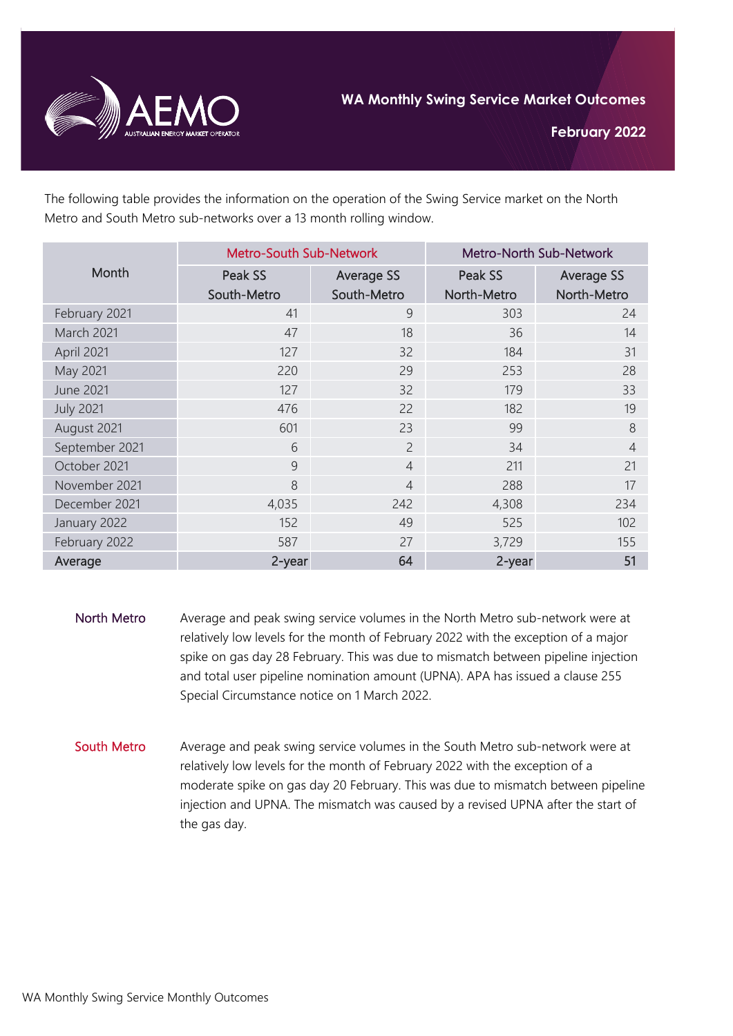# WA Monthly Swing Service Market Outcomes

## February 2022

The following table provides the information on the operation of the Swing Service market on the North Metro and South Metro sub-networks over a 13 month rolling window.

| Month | Metro-South Sub-Network | | Metro-North Sub-Network | |
|---|---|---|---|---|
| | Peak SS South-Metro | Average SS South-Metro | Peak SS North-Metro | Average SS North-Metro |
| February 2021 | 41 | 9 | 303 | 24 |
| March 2021 | 47 | 18 | 36 | 14 |
| April 2021 | 127 | 32 | 184 | 31 |
| May 2021 | 220 | 29 | 253 | 28 |
| June 2021 | 127 | 32 | 179 | 33 |
| July 2021 | 476 | 22 | 182 | 19 |
| August 2021 | 601 | 23 | 99 | 8 |
| September 2021 | 6 | 2 | 34 | 4 |
| October 2021 | 9 | 4 | 211 | 21 |
| November 2021 | 8 | 4 | 288 | 17 |
| December 2021 | 4,035 | 242 | 4,308 | 234 |
| January 2022 | 152 | 49 | 525 | 102 |
| February 2022 | 587 | 27 | 3,729 | 155 |
| **Average** | **2-year** | **64** | **2-year** | **51** |

**North Metro**

Average and peak swing service volumes in the North Metro sub-network were at relatively low levels for the month of February 2022 with the exception of a major spike on gas day 28 February. This was due to mismatch between pipeline injection and total user pipeline nomination amount (UPNA). APA has issued a clause 255 Special Circumstance notice on 1 March 2022.

**South Metro**

Average and peak swing service volumes in the South Metro sub-network were at relatively low levels for the month of February 2022 with the exception of a moderate spike on gas day 20 February. This was due to mismatch between pipeline injection and UPNA. The mismatch was caused by a revised UPNA after the start of the gas day.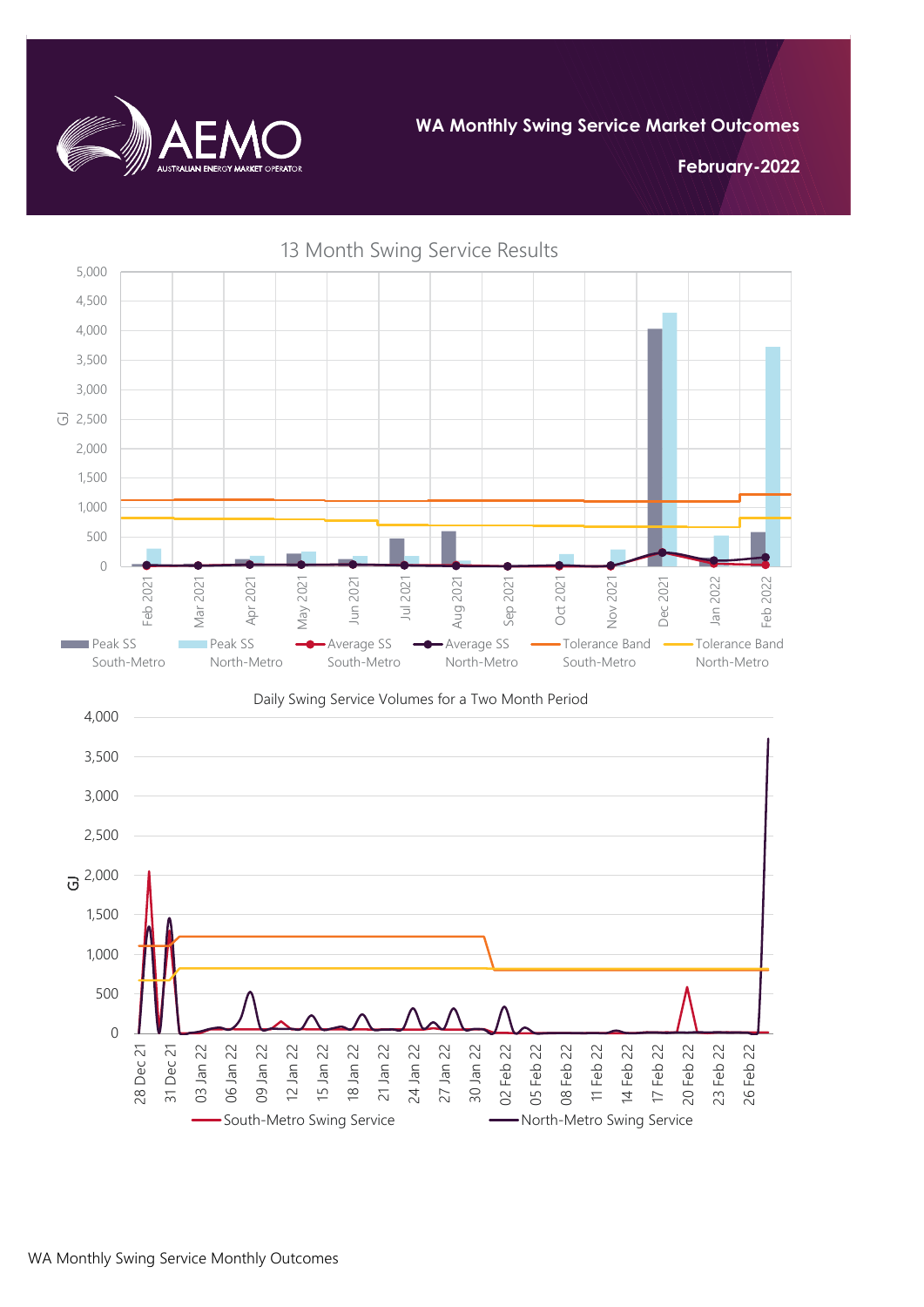WA Monthly Swing Service Market Outcomes

February-2022

13 Month Swing Service Results

Daily Swing Service Volumes for a Two Month Period

WA Monthly Swing Service Monthly Outcomes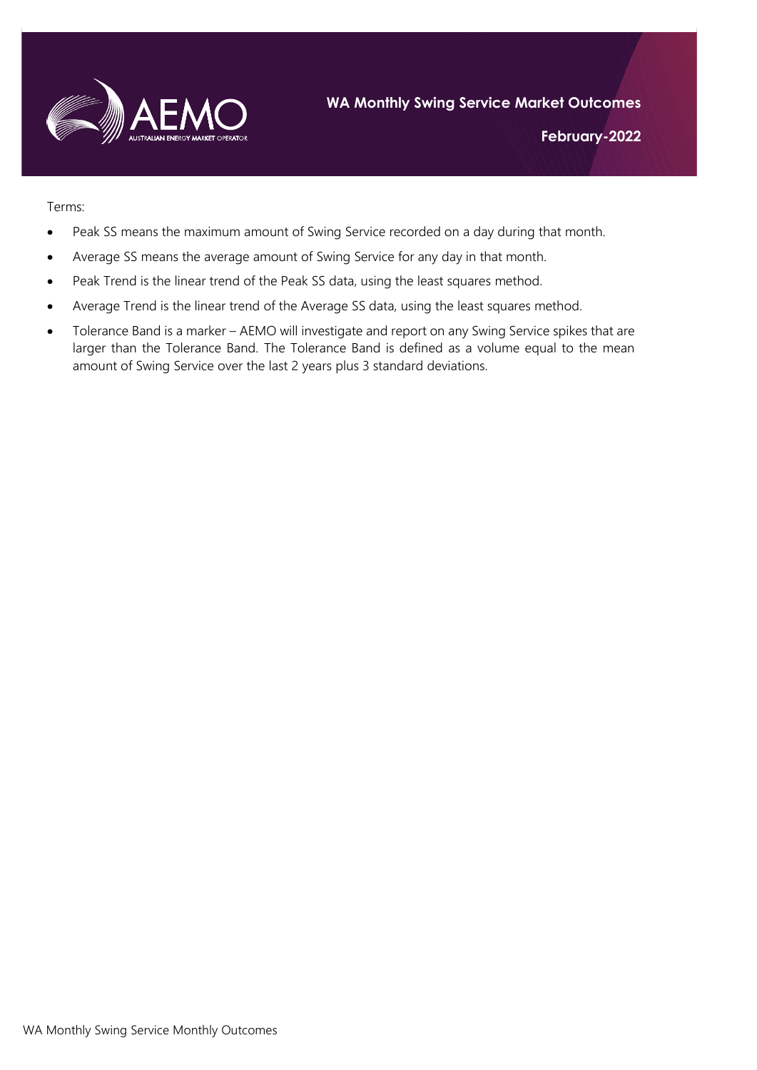Terms:

- Peak SS means the maximum amount of Swing Service recorded on a day during that month.
- Average SS means the average amount of Swing Service for any day in that month.
- Peak Trend is the linear trend of the Peak SS data, using the least squares method.
- Average Trend is the linear trend of the Average SS data, using the least squares method.
- Tolerance Band is a marker – AEMO will investigate and report on any Swing Service spikes that are larger than the Tolerance Band. The Tolerance Band is defined as a volume equal to the mean amount of Swing Service over the last 2 years plus 3 standard deviations.